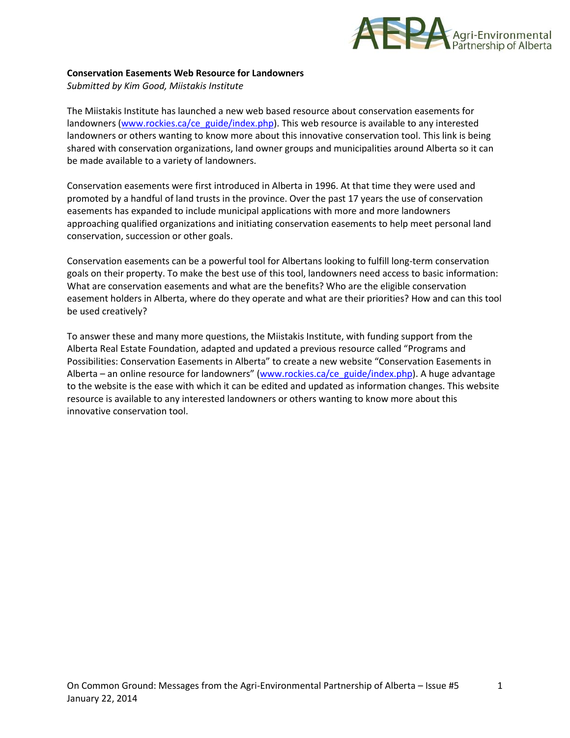**Conservation Easements Web Resource for Landowners**

*Submitted by Kim Good, Miistakis Institute*

The Miistakis Institute has launched a new web based resource about conservation easements for landowners (www.rockies.ca/ce_guide/index.php). This web resource is available to any interested landowners or others wanting to know more about this innovative conservation tool. This link is being shared with conservation organizations, land owner groups and municipalities around Alberta so it can be made available to a variety of landowners.

Conservation easements were first introduced in Alberta in 1996. At that time they were used and promoted by a handful of land trusts in the province. Over the past 17 years the use of conservation easements has expanded to include municipal applications with more and more landowners approaching qualified organizations and initiating conservation easements to help meet personal land conservation, succession or other goals.

Conservation easements can be a powerful tool for Albertans looking to fulfill long-term conservation goals on their property. To make the best use of this tool, landowners need access to basic information: What are conservation easements and what are the benefits? Who are the eligible conservation easement holders in Alberta, where do they operate and what are their priorities? How and can this tool be used creatively?

To answer these and many more questions, the Miistakis Institute, with funding support from the Alberta Real Estate Foundation, adapted and updated a previous resource called "Programs and Possibilities: Conservation Easements in Alberta" to create a new website "Conservation Easements in Alberta – an online resource for landowners" (www.rockies.ca/ce_guide/index.php). A huge advantage to the website is the ease with which it can be edited and updated as information changes. This website resource is available to any interested landowners or others wanting to know more about this innovative conservation tool.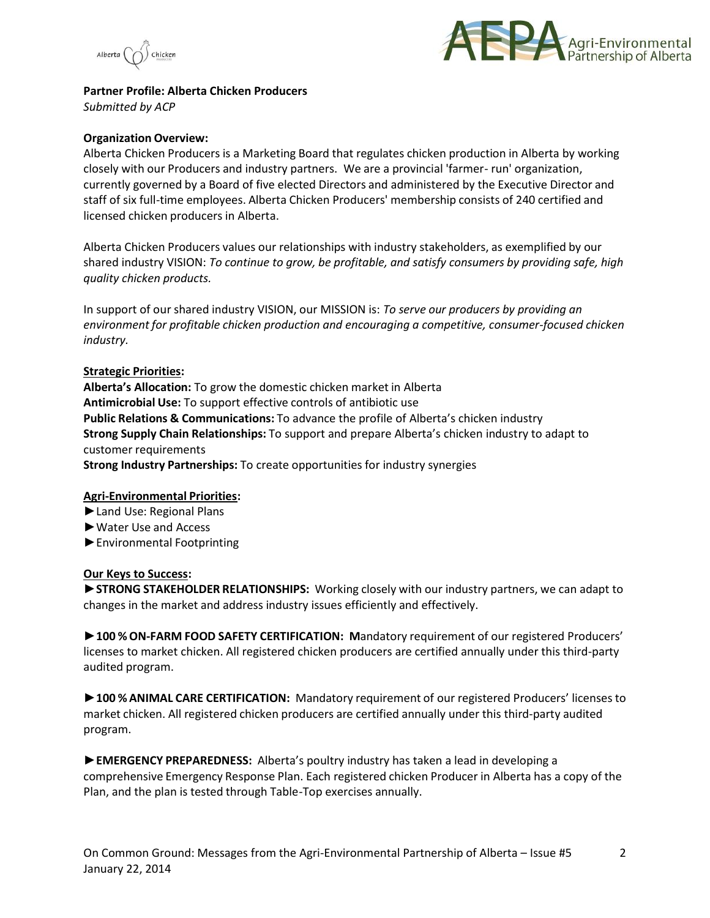**Partner Profile: Alberta Chicken Producers**
*Submitted by ACP*

**Organization Overview:**
Alberta Chicken Producers is a Marketing Board that regulates chicken production in Alberta by working closely with our Producers and industry partners. We are a provincial 'farmer- run' organization, currently governed by a Board of five elected Directors and administered by the Executive Director and staff of six full-time employees. Alberta Chicken Producers' membership consists of 240 certified and licensed chicken producers in Alberta.

Alberta Chicken Producers values our relationships with industry stakeholders, as exemplified by our shared industry VISION: *To continue to grow, be profitable, and satisfy consumers by providing safe, high quality chicken products.*

In support of our shared industry VISION, our MISSION is: *To serve our producers by providing an environment for profitable chicken production and encouraging a competitive, consumer-focused chicken industry.*

**Strategic Priorities:**
**Alberta's Allocation:** To grow the domestic chicken market in Alberta
**Antimicrobial Use:** To support effective controls of antibiotic use
**Public Relations & Communications:** To advance the profile of Alberta's chicken industry
**Strong Supply Chain Relationships:** To support and prepare Alberta's chicken industry to adapt to customer requirements
**Strong Industry Partnerships:** To create opportunities for industry synergies

**Agri-Environmental Priorities:**
► Land Use: Regional Plans
► Water Use and Access
► Environmental Footprinting

**Our Keys to Success:**
► **STRONG STAKEHOLDER RELATIONSHIPS:** Working closely with our industry partners, we can adapt to changes in the market and address industry issues efficiently and effectively.

► **100 % ON-FARM FOOD SAFETY CERTIFICATION: M**andatory requirement of our registered Producers' licenses to market chicken. All registered chicken producers are certified annually under this third-party audited program.

► **100 % ANIMAL CARE CERTIFICATION:** Mandatory requirement of our registered Producers' licenses to market chicken. All registered chicken producers are certified annually under this third-party audited program.

► **EMERGENCY PREPAREDNESS:** Alberta's poultry industry has taken a lead in developing a comprehensive Emergency Response Plan. Each registered chicken Producer in Alberta has a copy of the Plan, and the plan is tested through Table-Top exercises annually.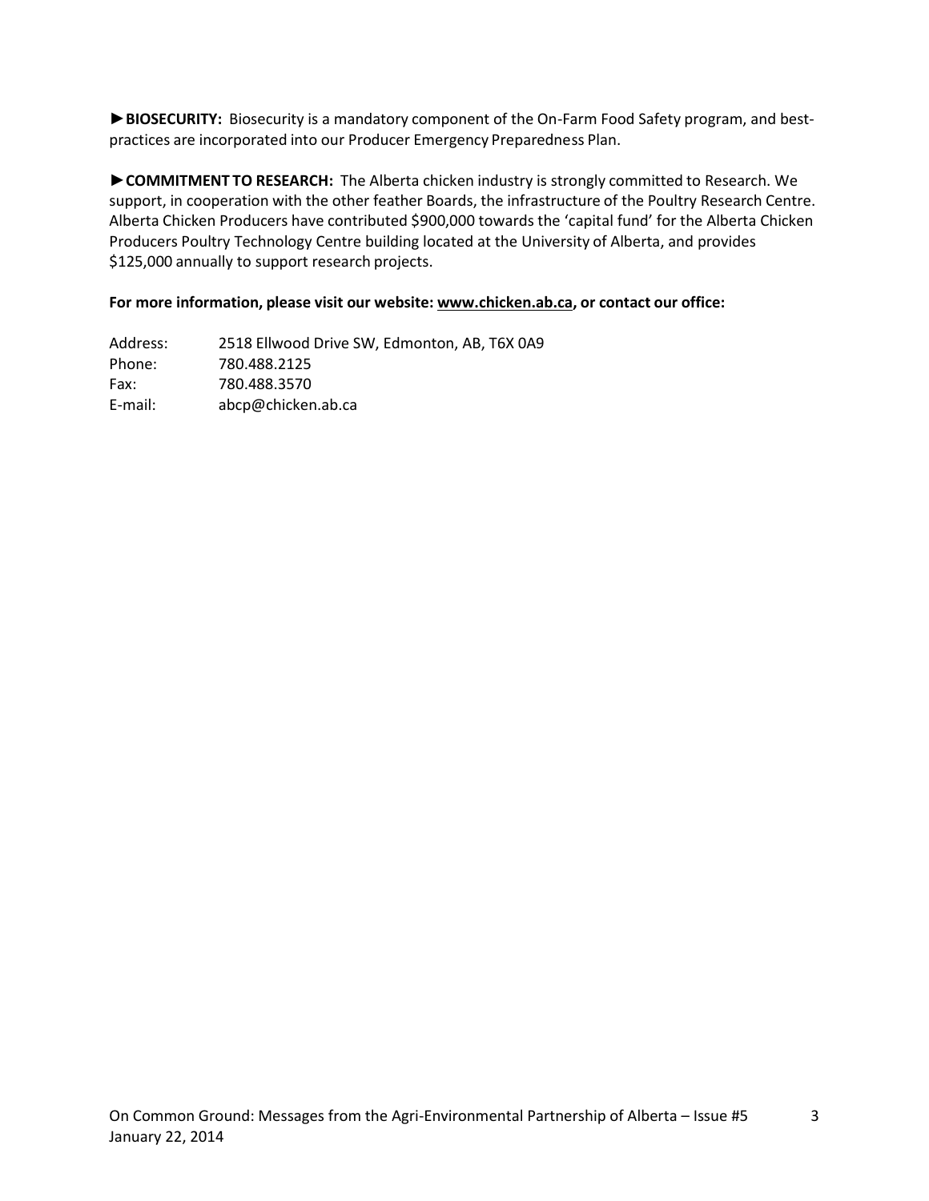►**BIOSECURITY:** Biosecurity is a mandatory component of the On-Farm Food Safety program, and best-practices are incorporated into our Producer Emergency Preparedness Plan.

►**COMMITMENT TO RESEARCH:** The Alberta chicken industry is strongly committed to Research. We support, in cooperation with the other feather Boards, the infrastructure of the Poultry Research Centre. Alberta Chicken Producers have contributed $900,000 towards the 'capital fund' for the Alberta Chicken Producers Poultry Technology Centre building located at the University of Alberta, and provides $125,000 annually to support research projects.

**For more information, please visit our website: www.chicken.ab.ca, or contact our office:**

| | |
|---|---|
| Address: | 2518 Ellwood Drive SW, Edmonton, AB, T6X 0A9 |
| Phone: | 780.488.2125 |
| Fax: | 780.488.3570 |
| E-mail: | abcp@chicken.ab.ca |